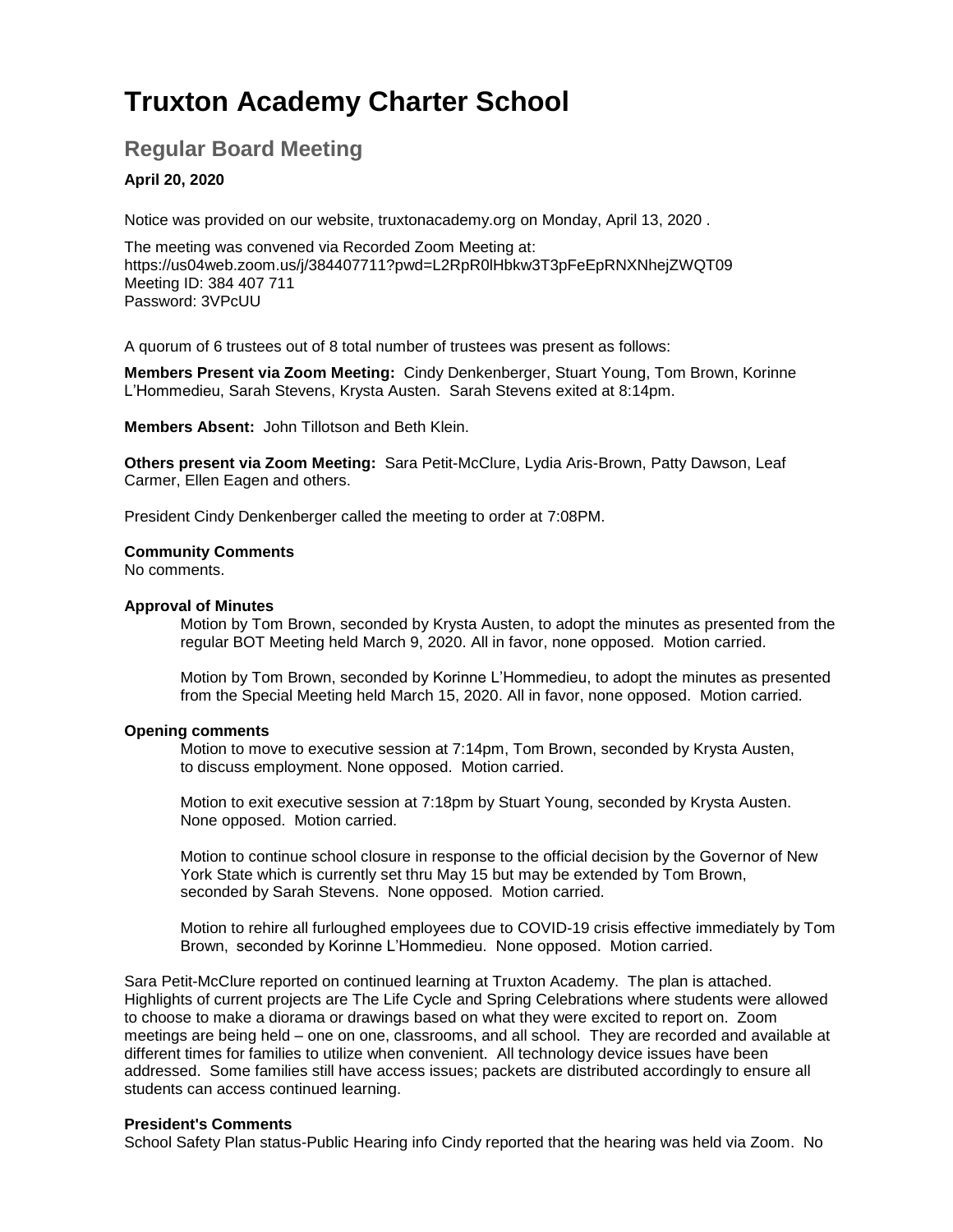# Truxton Academy Charter School

## Regular Board Meeting

### April 20, 2020

Notice was provided on our website, truxtonacademy.org on Monday, April 13, 2020 .

The meeting was convened via Recorded Zoom Meeting at:
https://us04web.zoom.us/j/384407711?pwd=L2RpR0lHbkw3T3pFeEpRNXNhejZWQT09
Meeting ID: 384 407 711
Password: 3VPcUU

A quorum of 6 trustees out of 8 total number of trustees was present as follows:

**Members Present via Zoom Meeting:** Cindy Denkenberger, Stuart Young, Tom Brown, Korinne L'Hommedieu, Sarah Stevens, Krysta Austen. Sarah Stevens exited at 8:14pm.

**Members Absent:** John Tillotson and Beth Klein.

**Others present via Zoom Meeting:** Sara Petit-McClure, Lydia Aris-Brown, Patty Dawson, Leaf Carmer, Ellen Eagen and others.

President Cindy Denkenberger called the meeting to order at 7:08PM.

**Community Comments**
No comments.

**Approval of Minutes**

Motion by Tom Brown, seconded by Krysta Austen, to adopt the minutes as presented from the regular BOT Meeting held March 9, 2020. All in favor, none opposed. Motion carried.

Motion by Tom Brown, seconded by Korinne L'Hommedieu, to adopt the minutes as presented from the Special Meeting held March 15, 2020. All in favor, none opposed. Motion carried.

**Opening comments**

Motion to move to executive session at 7:14pm, Tom Brown, seconded by Krysta Austen, to discuss employment. None opposed. Motion carried.

Motion to exit executive session at 7:18pm by Stuart Young, seconded by Krysta Austen. None opposed. Motion carried.

Motion to continue school closure in response to the official decision by the Governor of New York State which is currently set thru May 15 but may be extended by Tom Brown, seconded by Sarah Stevens. None opposed. Motion carried.

Motion to rehire all furloughed employees due to COVID-19 crisis effective immediately by Tom Brown, seconded by Korinne L'Hommedieu. None opposed. Motion carried.

Sara Petit-McClure reported on continued learning at Truxton Academy. The plan is attached. Highlights of current projects are The Life Cycle and Spring Celebrations where students were allowed to choose to make a diorama or drawings based on what they were excited to report on. Zoom meetings are being held – one on one, classrooms, and all school. They are recorded and available at different times for families to utilize when convenient. All technology device issues have been addressed. Some families still have access issues; packets are distributed accordingly to ensure all students can access continued learning.

**President's Comments**
School Safety Plan status-Public Hearing info Cindy reported that the hearing was held via Zoom. No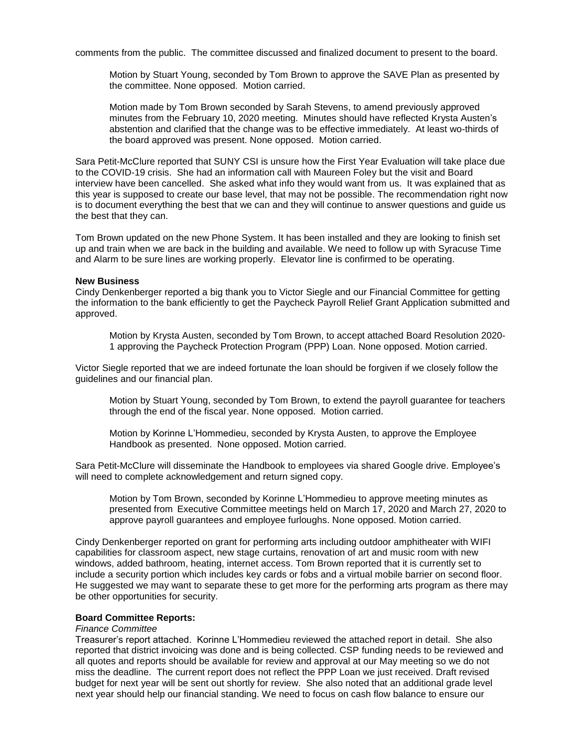comments from the public. The committee discussed and finalized document to present to the board.

> Motion by Stuart Young, seconded by Tom Brown to approve the SAVE Plan as presented by the committee. None opposed. Motion carried.

> Motion made by Tom Brown seconded by Sarah Stevens, to amend previously approved minutes from the February 10, 2020 meeting. Minutes should have reflected Krysta Austen's abstention and clarified that the change was to be effective immediately. At least wo-thirds of the board approved was present. None opposed. Motion carried.

Sara Petit-McClure reported that SUNY CSI is unsure how the First Year Evaluation will take place due to the COVID-19 crisis. She had an information call with Maureen Foley but the visit and Board interview have been cancelled. She asked what info they would want from us. It was explained that as this year is supposed to create our base level, that may not be possible. The recommendation right now is to document everything the best that we can and they will continue to answer questions and guide us the best that they can.

Tom Brown updated on the new Phone System. It has been installed and they are looking to finish set up and train when we are back in the building and available. We need to follow up with Syracuse Time and Alarm to be sure lines are working properly. Elevator line is confirmed to be operating.

**New Business**

Cindy Denkenberger reported a big thank you to Victor Siegle and our Financial Committee for getting the information to the bank efficiently to get the Paycheck Payroll Relief Grant Application submitted and approved.

> Motion by Krysta Austen, seconded by Tom Brown, to accept attached Board Resolution 2020-1 approving the Paycheck Protection Program (PPP) Loan. None opposed. Motion carried.

Victor Siegle reported that we are indeed fortunate the loan should be forgiven if we closely follow the guidelines and our financial plan.

> Motion by Stuart Young, seconded by Tom Brown, to extend the payroll guarantee for teachers through the end of the fiscal year. None opposed. Motion carried.

> Motion by Korinne L'Hommedieu, seconded by Krysta Austen, to approve the Employee Handbook as presented. None opposed. Motion carried.

Sara Petit-McClure will disseminate the Handbook to employees via shared Google drive. Employee's will need to complete acknowledgement and return signed copy.

> Motion by Tom Brown, seconded by Korinne L'Hommedieu to approve meeting minutes as presented from Executive Committee meetings held on March 17, 2020 and March 27, 2020 to approve payroll guarantees and employee furloughs. None opposed. Motion carried.

Cindy Denkenberger reported on grant for performing arts including outdoor amphitheater with WIFI capabilities for classroom aspect, new stage curtains, renovation of art and music room with new windows, added bathroom, heating, internet access. Tom Brown reported that it is currently set to include a security portion which includes key cards or fobs and a virtual mobile barrier on second floor. He suggested we may want to separate these to get more for the performing arts program as there may be other opportunities for security.

**Board Committee Reports:**

*Finance Committee*

Treasurer's report attached. Korinne L'Hommedieu reviewed the attached report in detail. She also reported that district invoicing was done and is being collected. CSP funding needs to be reviewed and all quotes and reports should be available for review and approval at our May meeting so we do not miss the deadline. The current report does not reflect the PPP Loan we just received. Draft revised budget for next year will be sent out shortly for review. She also noted that an additional grade level next year should help our financial standing. We need to focus on cash flow balance to ensure our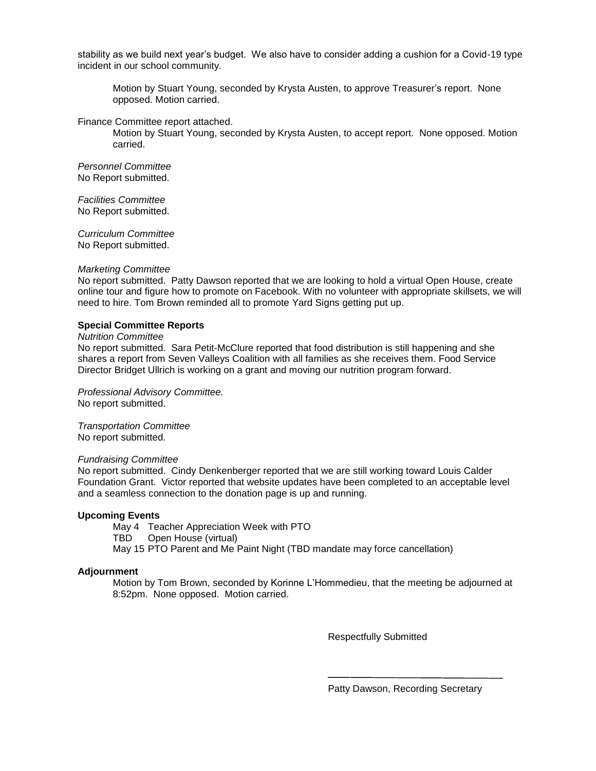stability as we build next year's budget. We also have to consider adding a cushion for a Covid-19 type incident in our school community.

> Motion by Stuart Young, seconded by Krysta Austen, to approve Treasurer's report. None opposed. Motion carried.

Finance Committee report attached.

> Motion by Stuart Young, seconded by Krysta Austen, to accept report. None opposed. Motion carried.

*Personnel Committee*
No Report submitted.

*Facilities Committee*
No Report submitted.

*Curriculum Committee*
No Report submitted.

*Marketing Committee*
No report submitted. Patty Dawson reported that we are looking to hold a virtual Open House, create online tour and figure how to promote on Facebook. With no volunteer with appropriate skillsets, we will need to hire. Tom Brown reminded all to promote Yard Signs getting put up.

**Special Committee Reports**

*Nutrition Committee*
No report submitted. Sara Petit-McClure reported that food distribution is still happening and she shares a report from Seven Valleys Coalition with all families as she receives them. Food Service Director Bridget Ullrich is working on a grant and moving our nutrition program forward.

*Professional Advisory Committee.*
No report submitted.

*Transportation Committee*
No report submitted.

*Fundraising Committee*
No report submitted. Cindy Denkenberger reported that we are still working toward Louis Calder Foundation Grant. Victor reported that website updates have been completed to an acceptable level and a seamless connection to the donation page is up and running.

**Upcoming Events**

May 4 Teacher Appreciation Week with PTO
TBD Open House (virtual)
May 15 PTO Parent and Me Paint Night (TBD mandate may force cancellation)

**Adjournment**

> Motion by Tom Brown, seconded by Korinne L'Hommedieu, that the meeting be adjourned at 8:52pm. None opposed. Motion carried.

Respectfully Submitted

Patty Dawson, Recording Secretary